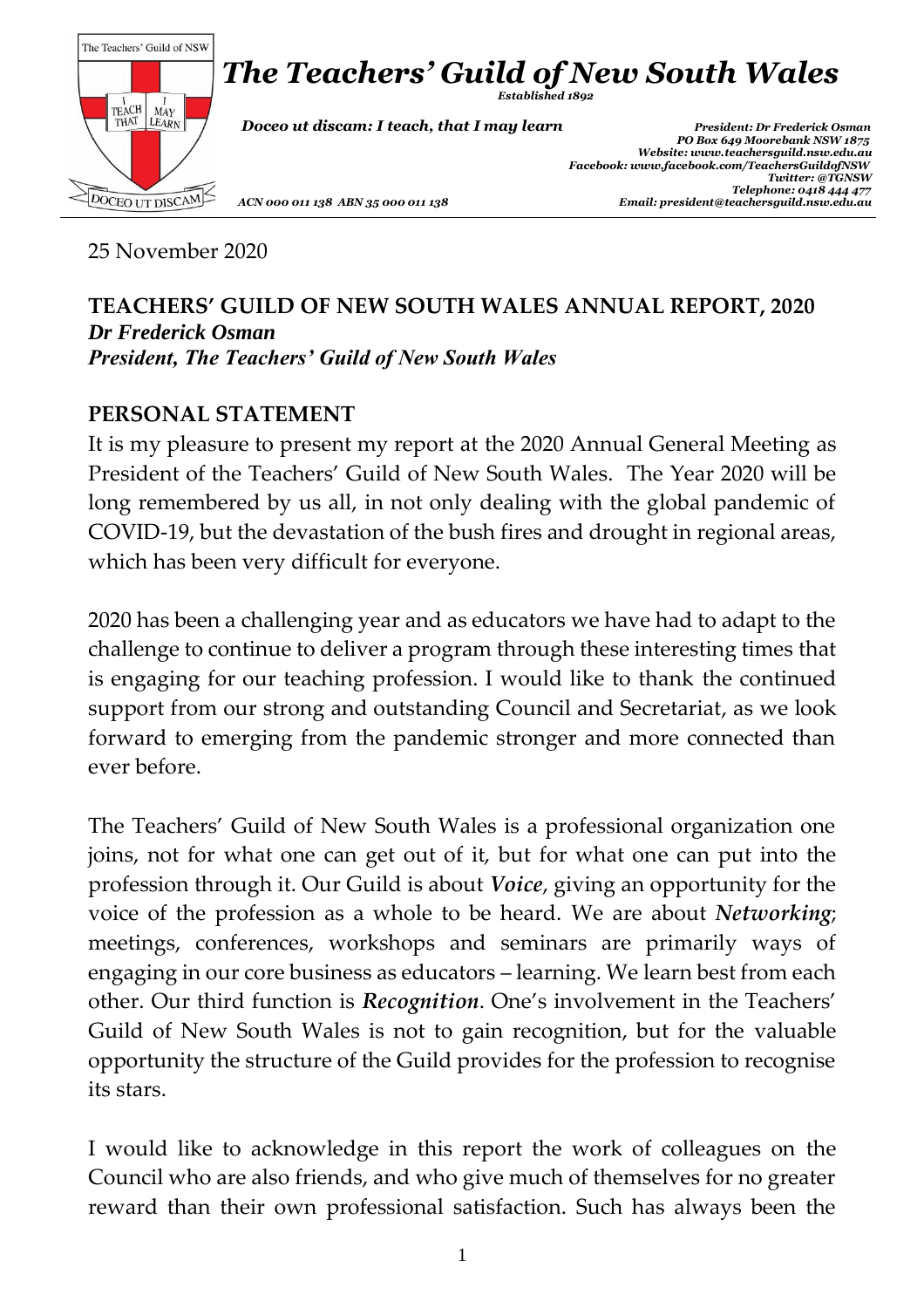# *The Teachers' Guild of New South Wales*

*Established 1892*

*Doceo ut discam: I teach, that I may learn*

*President: Dr Frederick Osman*
*PO Box 649 Moorebank NSW 1875*
*Website: www.teachersguild.nsw.edu.au*
*Facebook: www.facebook.com/TeachersGuildofNSW*
*Twitter: @TGNSW*
*Telephone: 0418 444 477*
*Email: president@teachersguild.nsw.edu.au*

*ACN 000 011 138 ABN 35 000 011 138*

25 November 2020

## TEACHERS' GUILD OF NEW SOUTH WALES ANNUAL REPORT, 2020

***Dr Frederick Osman***
***President, The Teachers' Guild of New South Wales***

### PERSONAL STATEMENT

It is my pleasure to present my report at the 2020 Annual General Meeting as President of the Teachers' Guild of New South Wales. The Year 2020 will be long remembered by us all, in not only dealing with the global pandemic of COVID-19, but the devastation of the bush fires and drought in regional areas, which has been very difficult for everyone.

2020 has been a challenging year and as educators we have had to adapt to the challenge to continue to deliver a program through these interesting times that is engaging for our teaching profession. I would like to thank the continued support from our strong and outstanding Council and Secretariat, as we look forward to emerging from the pandemic stronger and more connected than ever before.

The Teachers' Guild of New South Wales is a professional organization one joins, not for what one can get out of it, but for what one can put into the profession through it. Our Guild is about ***Voice***, giving an opportunity for the voice of the profession as a whole to be heard. We are about ***Networking***; meetings, conferences, workshops and seminars are primarily ways of engaging in our core business as educators – learning. We learn best from each other. Our third function is ***Recognition***. One's involvement in the Teachers' Guild of New South Wales is not to gain recognition, but for the valuable opportunity the structure of the Guild provides for the profession to recognise its stars.

I would like to acknowledge in this report the work of colleagues on the Council who are also friends, and who give much of themselves for no greater reward than their own professional satisfaction. Such has always been the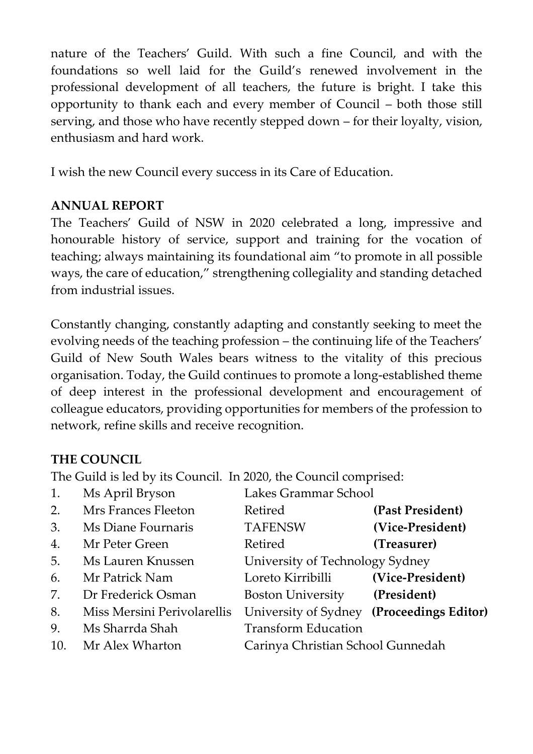nature of the Teachers' Guild. With such a fine Council, and with the foundations so well laid for the Guild's renewed involvement in the professional development of all teachers, the future is bright. I take this opportunity to thank each and every member of Council – both those still serving, and those who have recently stepped down – for their loyalty, vision, enthusiasm and hard work.

I wish the new Council every success in its Care of Education.

## ANNUAL REPORT

The Teachers' Guild of NSW in 2020 celebrated a long, impressive and honourable history of service, support and training for the vocation of teaching; always maintaining its foundational aim "to promote in all possible ways, the care of education," strengthening collegiality and standing detached from industrial issues.

Constantly changing, constantly adapting and constantly seeking to meet the evolving needs of the teaching profession – the continuing life of the Teachers' Guild of New South Wales bears witness to the vitality of this precious organisation. Today, the Guild continues to promote a long-established theme of deep interest in the professional development and encouragement of colleague educators, providing opportunities for members of the profession to network, refine skills and receive recognition.

## THE COUNCIL

The Guild is led by its Council. In 2020, the Council comprised:

| | | | |
|---|---|---|---|
| 1. | Ms April Bryson | Lakes Grammar School | |
| 2. | Mrs Frances Fleeton | Retired | **(Past President)** |
| 3. | Ms Diane Fournaris | TAFENSW | **(Vice-President)** |
| 4. | Mr Peter Green | Retired | **(Treasurer)** |
| 5. | Ms Lauren Knussen | University of Technology Sydney | |
| 6. | Mr Patrick Nam | Loreto Kirribilli | **(Vice-President)** |
| 7. | Dr Frederick Osman | Boston University | **(President)** |
| 8. | Miss Mersini Perivolarellis | University of Sydney | **(Proceedings Editor)** |
| 9. | Ms Sharrda Shah | Transform Education | |
| 10. | Mr Alex Wharton | Carinya Christian School Gunnedah | |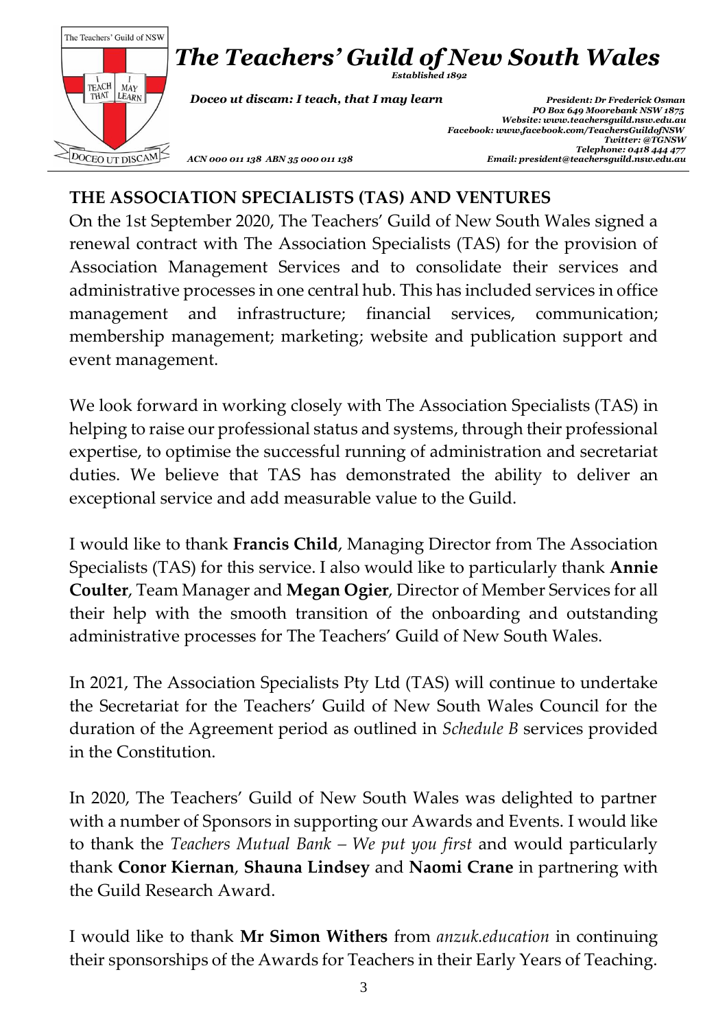## THE ASSOCIATION SPECIALISTS (TAS) AND VENTURES

On the 1st September 2020, The Teachers' Guild of New South Wales signed a renewal contract with The Association Specialists (TAS) for the provision of Association Management Services and to consolidate their services and administrative processes in one central hub. This has included services in office management and infrastructure; financial services, communication; membership management; marketing; website and publication support and event management.

We look forward in working closely with The Association Specialists (TAS) in helping to raise our professional status and systems, through their professional expertise, to optimise the successful running of administration and secretariat duties. We believe that TAS has demonstrated the ability to deliver an exceptional service and add measurable value to the Guild.

I would like to thank **Francis Child**, Managing Director from The Association Specialists (TAS) for this service. I also would like to particularly thank **Annie Coulter**, Team Manager and **Megan Ogier**, Director of Member Services for all their help with the smooth transition of the onboarding and outstanding administrative processes for The Teachers' Guild of New South Wales.

In 2021, The Association Specialists Pty Ltd (TAS) will continue to undertake the Secretariat for the Teachers' Guild of New South Wales Council for the duration of the Agreement period as outlined in *Schedule B* services provided in the Constitution.

In 2020, The Teachers' Guild of New South Wales was delighted to partner with a number of Sponsors in supporting our Awards and Events. I would like to thank the *Teachers Mutual Bank – We put you first* and would particularly thank **Conor Kiernan**, **Shauna Lindsey** and **Naomi Crane** in partnering with the Guild Research Award.

I would like to thank **Mr Simon Withers** from *anzuk.education* in continuing their sponsorships of the Awards for Teachers in their Early Years of Teaching.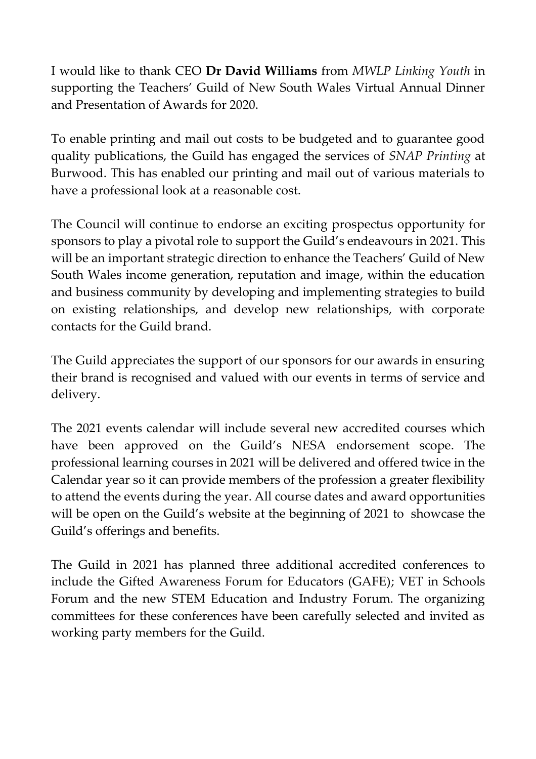I would like to thank CEO **Dr David Williams** from *MWLP Linking Youth* in supporting the Teachers' Guild of New South Wales Virtual Annual Dinner and Presentation of Awards for 2020.

To enable printing and mail out costs to be budgeted and to guarantee good quality publications, the Guild has engaged the services of *SNAP Printing* at Burwood. This has enabled our printing and mail out of various materials to have a professional look at a reasonable cost.

The Council will continue to endorse an exciting prospectus opportunity for sponsors to play a pivotal role to support the Guild's endeavours in 2021. This will be an important strategic direction to enhance the Teachers' Guild of New South Wales income generation, reputation and image, within the education and business community by developing and implementing strategies to build on existing relationships, and develop new relationships, with corporate contacts for the Guild brand.

The Guild appreciates the support of our sponsors for our awards in ensuring their brand is recognised and valued with our events in terms of service and delivery.

The 2021 events calendar will include several new accredited courses which have been approved on the Guild's NESA endorsement scope. The professional learning courses in 2021 will be delivered and offered twice in the Calendar year so it can provide members of the profession a greater flexibility to attend the events during the year. All course dates and award opportunities will be open on the Guild's website at the beginning of 2021 to showcase the Guild's offerings and benefits.

The Guild in 2021 has planned three additional accredited conferences to include the Gifted Awareness Forum for Educators (GAFE); VET in Schools Forum and the new STEM Education and Industry Forum. The organizing committees for these conferences have been carefully selected and invited as working party members for the Guild.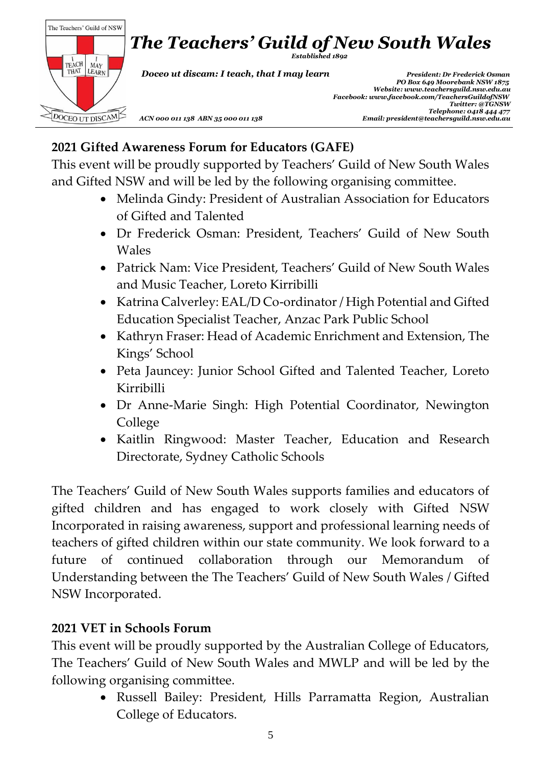## 2021 Gifted Awareness Forum for Educators (GAFE)

This event will be proudly supported by Teachers' Guild of New South Wales and Gifted NSW and will be led by the following organising committee.

- Melinda Gindy: President of Australian Association for Educators of Gifted and Talented
- Dr Frederick Osman: President, Teachers' Guild of New South Wales
- Patrick Nam: Vice President, Teachers' Guild of New South Wales and Music Teacher, Loreto Kirribilli
- Katrina Calverley: EAL/D Co-ordinator / High Potential and Gifted Education Specialist Teacher, Anzac Park Public School
- Kathryn Fraser: Head of Academic Enrichment and Extension, The Kings' School
- Peta Jauncey: Junior School Gifted and Talented Teacher, Loreto Kirribilli
- Dr Anne-Marie Singh: High Potential Coordinator, Newington College
- Kaitlin Ringwood: Master Teacher, Education and Research Directorate, Sydney Catholic Schools

The Teachers' Guild of New South Wales supports families and educators of gifted children and has engaged to work closely with Gifted NSW Incorporated in raising awareness, support and professional learning needs of teachers of gifted children within our state community. We look forward to a future of continued collaboration through our Memorandum of Understanding between the The Teachers' Guild of New South Wales / Gifted NSW Incorporated.

## 2021 VET in Schools Forum

This event will be proudly supported by the Australian College of Educators, The Teachers' Guild of New South Wales and MWLP and will be led by the following organising committee.

- Russell Bailey: President, Hills Parramatta Region, Australian College of Educators.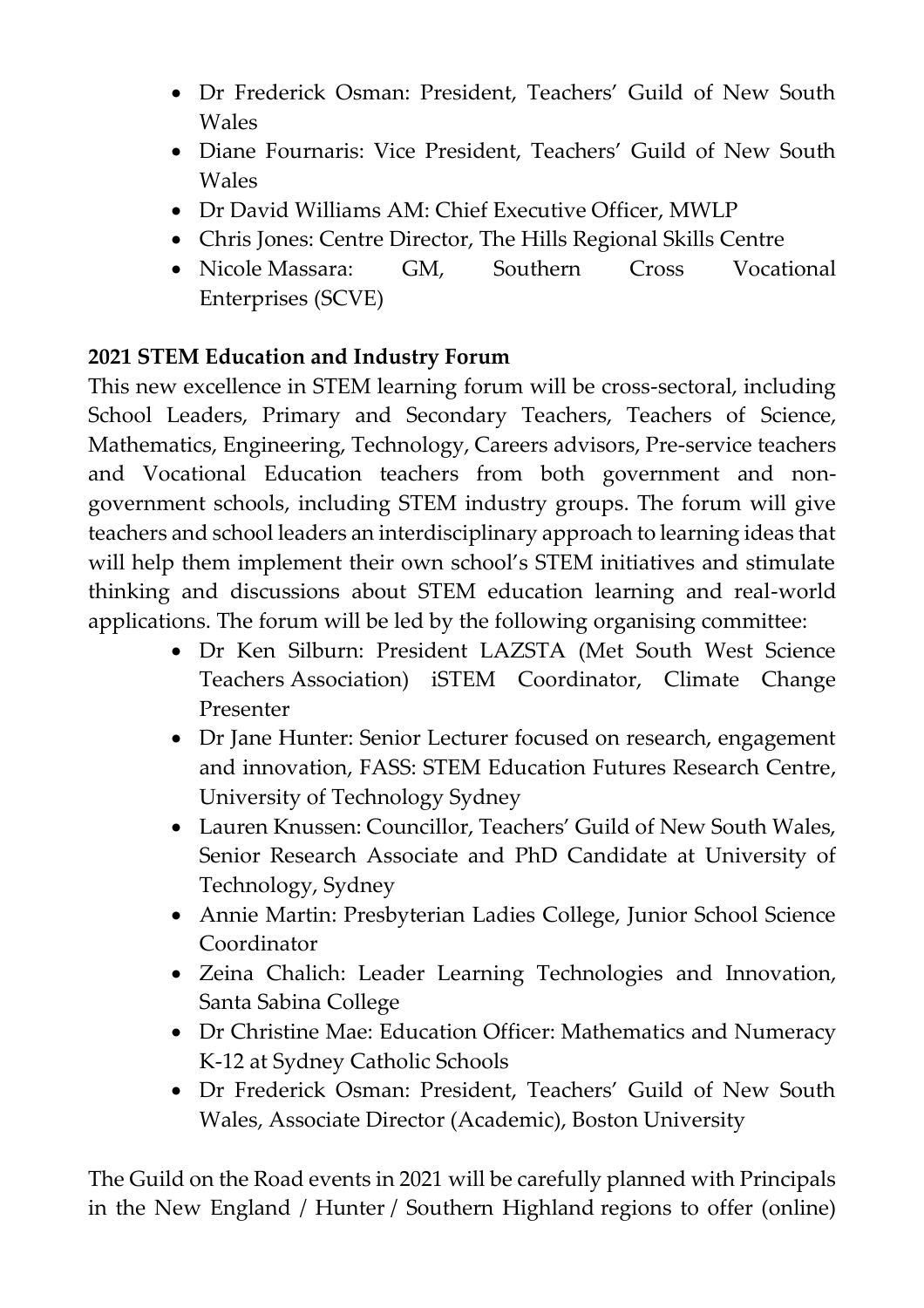- Dr Frederick Osman: President, Teachers' Guild of New South Wales
- Diane Fournaris: Vice President, Teachers' Guild of New South Wales
- Dr David Williams AM: Chief Executive Officer, MWLP
- Chris Jones: Centre Director, The Hills Regional Skills Centre
- Nicole Massara: GM, Southern Cross Vocational Enterprises (SCVE)

**2021 STEM Education and Industry Forum**

This new excellence in STEM learning forum will be cross-sectoral, including School Leaders, Primary and Secondary Teachers, Teachers of Science, Mathematics, Engineering, Technology, Careers advisors, Pre-service teachers and Vocational Education teachers from both government and non-government schools, including STEM industry groups. The forum will give teachers and school leaders an interdisciplinary approach to learning ideas that will help them implement their own school's STEM initiatives and stimulate thinking and discussions about STEM education learning and real-world applications. The forum will be led by the following organising committee:

- Dr Ken Silburn: President LAZSTA (Met South West Science Teachers Association) iSTEM Coordinator, Climate Change Presenter
- Dr Jane Hunter: Senior Lecturer focused on research, engagement and innovation, FASS: STEM Education Futures Research Centre, University of Technology Sydney
- Lauren Knussen: Councillor, Teachers' Guild of New South Wales, Senior Research Associate and PhD Candidate at University of Technology, Sydney
- Annie Martin: Presbyterian Ladies College, Junior School Science Coordinator
- Zeina Chalich: Leader Learning Technologies and Innovation, Santa Sabina College
- Dr Christine Mae: Education Officer: Mathematics and Numeracy K-12 at Sydney Catholic Schools
- Dr Frederick Osman: President, Teachers' Guild of New South Wales, Associate Director (Academic), Boston University

The Guild on the Road events in 2021 will be carefully planned with Principals in the New England / Hunter / Southern Highland regions to offer (online)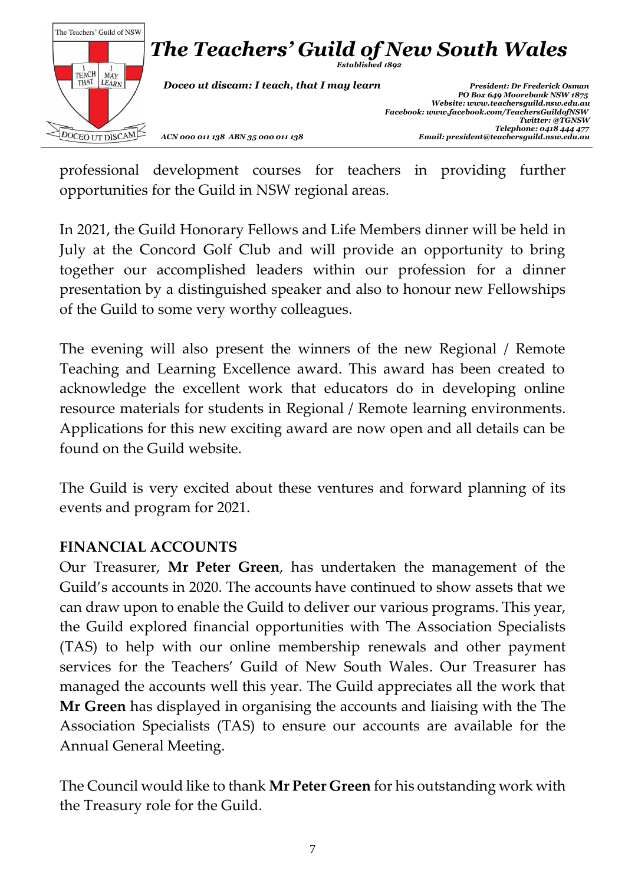professional development courses for teachers in providing further opportunities for the Guild in NSW regional areas.

In 2021, the Guild Honorary Fellows and Life Members dinner will be held in July at the Concord Golf Club and will provide an opportunity to bring together our accomplished leaders within our profession for a dinner presentation by a distinguished speaker and also to honour new Fellowships of the Guild to some very worthy colleagues.

The evening will also present the winners of the new Regional / Remote Teaching and Learning Excellence award. This award has been created to acknowledge the excellent work that educators do in developing online resource materials for students in Regional / Remote learning environments. Applications for this new exciting award are now open and all details can be found on the Guild website.

The Guild is very excited about these ventures and forward planning of its events and program for 2021.

**FINANCIAL ACCOUNTS**

Our Treasurer, **Mr Peter Green**, has undertaken the management of the Guild's accounts in 2020. The accounts have continued to show assets that we can draw upon to enable the Guild to deliver our various programs. This year, the Guild explored financial opportunities with The Association Specialists (TAS) to help with our online membership renewals and other payment services for the Teachers' Guild of New South Wales. Our Treasurer has managed the accounts well this year. The Guild appreciates all the work that **Mr Green** has displayed in organising the accounts and liaising with the The Association Specialists (TAS) to ensure our accounts are available for the Annual General Meeting.

The Council would like to thank **Mr Peter Green** for his outstanding work with the Treasury role for the Guild.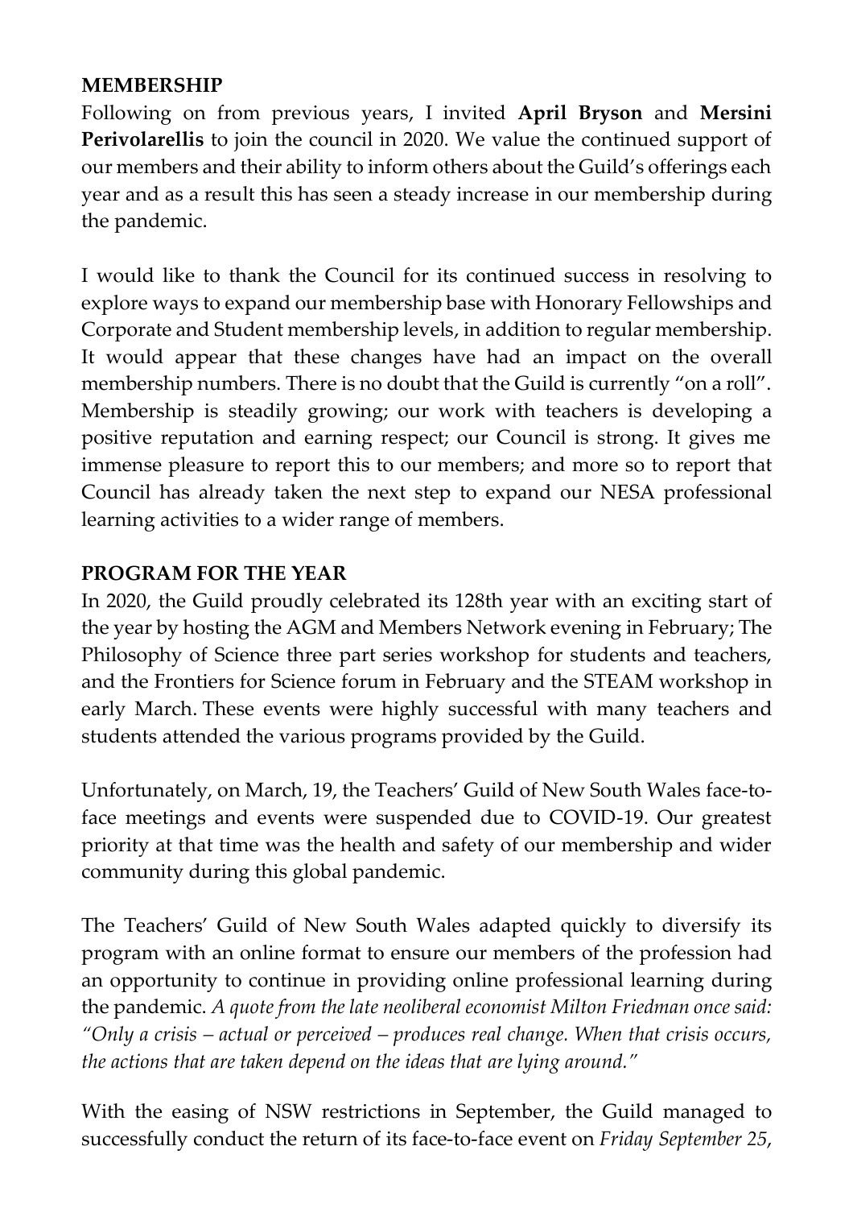**MEMBERSHIP**

Following on from previous years, I invited **April Bryson** and **Mersini Perivolarellis** to join the council in 2020. We value the continued support of our members and their ability to inform others about the Guild's offerings each year and as a result this has seen a steady increase in our membership during the pandemic.

I would like to thank the Council for its continued success in resolving to explore ways to expand our membership base with Honorary Fellowships and Corporate and Student membership levels, in addition to regular membership. It would appear that these changes have had an impact on the overall membership numbers. There is no doubt that the Guild is currently "on a roll". Membership is steadily growing; our work with teachers is developing a positive reputation and earning respect; our Council is strong. It gives me immense pleasure to report this to our members; and more so to report that Council has already taken the next step to expand our NESA professional learning activities to a wider range of members.

**PROGRAM FOR THE YEAR**

In 2020, the Guild proudly celebrated its 128th year with an exciting start of the year by hosting the AGM and Members Network evening in February; The Philosophy of Science three part series workshop for students and teachers, and the Frontiers for Science forum in February and the STEAM workshop in early March. These events were highly successful with many teachers and students attended the various programs provided by the Guild.

Unfortunately, on March, 19, the Teachers' Guild of New South Wales face-to-face meetings and events were suspended due to COVID-19. Our greatest priority at that time was the health and safety of our membership and wider community during this global pandemic.

The Teachers' Guild of New South Wales adapted quickly to diversify its program with an online format to ensure our members of the profession had an opportunity to continue in providing online professional learning during the pandemic. *A quote from the late neoliberal economist Milton Friedman once said: "Only a crisis – actual or perceived – produces real change. When that crisis occurs, the actions that are taken depend on the ideas that are lying around."*

With the easing of NSW restrictions in September, the Guild managed to successfully conduct the return of its face-to-face event on *Friday September 25*,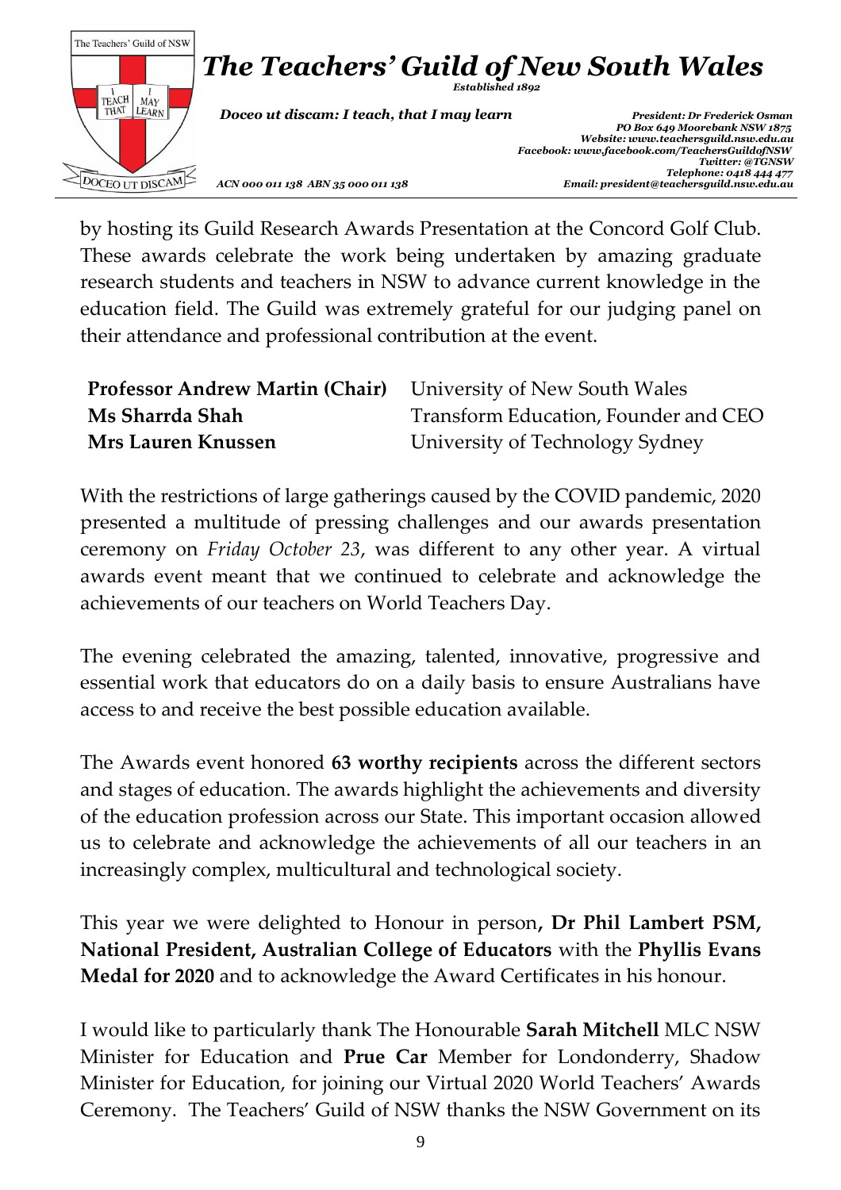by hosting its Guild Research Awards Presentation at the Concord Golf Club. These awards celebrate the work being undertaken by amazing graduate research students and teachers in NSW to advance current knowledge in the education field. The Guild was extremely grateful for our judging panel on their attendance and professional contribution at the event.

| | |
|---|---|
| **Professor Andrew Martin (Chair)** | University of New South Wales |
| **Ms Sharrda Shah** | Transform Education, Founder and CEO |
| **Mrs Lauren Knussen** | University of Technology Sydney |

With the restrictions of large gatherings caused by the COVID pandemic, 2020 presented a multitude of pressing challenges and our awards presentation ceremony on *Friday October 23*, was different to any other year. A virtual awards event meant that we continued to celebrate and acknowledge the achievements of our teachers on World Teachers Day.

The evening celebrated the amazing, talented, innovative, progressive and essential work that educators do on a daily basis to ensure Australians have access to and receive the best possible education available.

The Awards event honored **63 worthy recipients** across the different sectors and stages of education. The awards highlight the achievements and diversity of the education profession across our State. This important occasion allowed us to celebrate and acknowledge the achievements of all our teachers in an increasingly complex, multicultural and technological society.

This year we were delighted to Honour in person**, Dr Phil Lambert PSM, National President, Australian College of Educators** with the **Phyllis Evans Medal for 2020** and to acknowledge the Award Certificates in his honour.

I would like to particularly thank The Honourable **Sarah Mitchell** MLC NSW Minister for Education and **Prue Car** Member for Londonderry, Shadow Minister for Education, for joining our Virtual 2020 World Teachers' Awards Ceremony. The Teachers' Guild of NSW thanks the NSW Government on its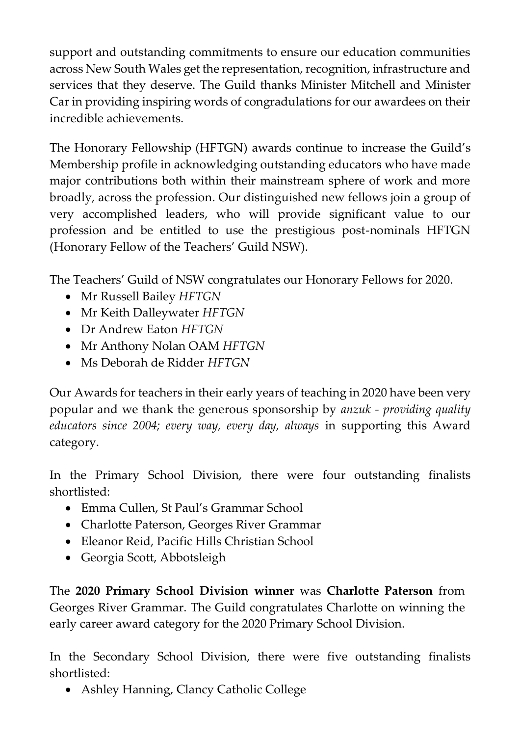support and outstanding commitments to ensure our education communities across New South Wales get the representation, recognition, infrastructure and services that they deserve. The Guild thanks Minister Mitchell and Minister Car in providing inspiring words of congradulations for our awardees on their incredible achievements.

The Honorary Fellowship (HFTGN) awards continue to increase the Guild's Membership profile in acknowledging outstanding educators who have made major contributions both within their mainstream sphere of work and more broadly, across the profession. Our distinguished new fellows join a group of very accomplished leaders, who will provide significant value to our profession and be entitled to use the prestigious post-nominals HFTGN (Honorary Fellow of the Teachers' Guild NSW).

The Teachers' Guild of NSW congratulates our Honorary Fellows for 2020.

- Mr Russell Bailey *HFTGN*
- Mr Keith Dalleywater *HFTGN*
- Dr Andrew Eaton *HFTGN*
- Mr Anthony Nolan OAM *HFTGN*
- Ms Deborah de Ridder *HFTGN*

Our Awards for teachers in their early years of teaching in 2020 have been very popular and we thank the generous sponsorship by *anzuk - providing quality educators since 2004; every way, every day, always* in supporting this Award category.

In the Primary School Division, there were four outstanding finalists shortlisted:

- Emma Cullen, St Paul's Grammar School
- Charlotte Paterson, Georges River Grammar
- Eleanor Reid, Pacific Hills Christian School
- Georgia Scott, Abbotsleigh

The **2020 Primary School Division winner** was **Charlotte Paterson** from Georges River Grammar. The Guild congratulates Charlotte on winning the early career award category for the 2020 Primary School Division.

In the Secondary School Division, there were five outstanding finalists shortlisted:

- Ashley Hanning, Clancy Catholic College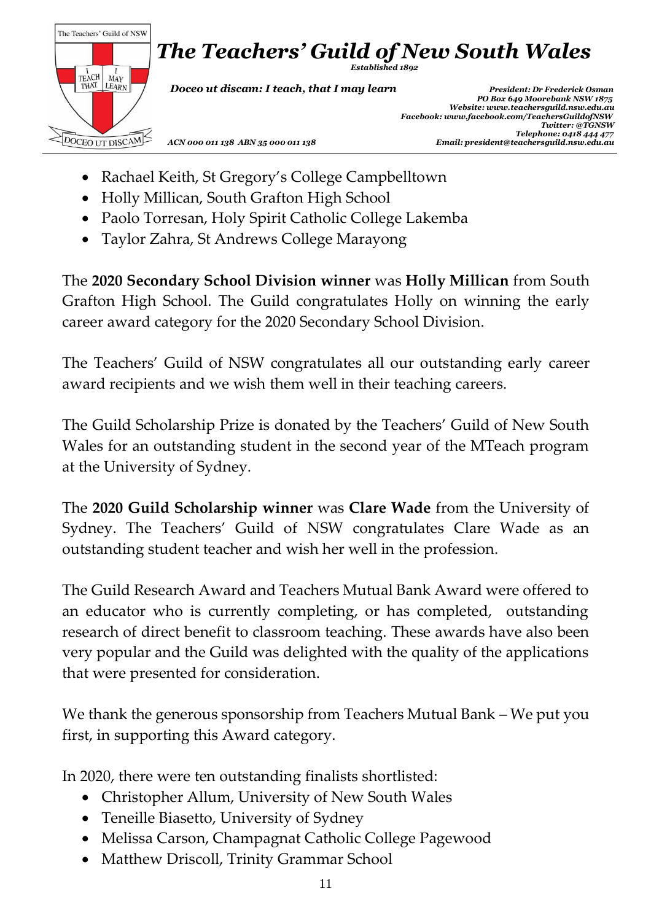- Rachael Keith, St Gregory's College Campbelltown
- Holly Millican, South Grafton High School
- Paolo Torresan, Holy Spirit Catholic College Lakemba
- Taylor Zahra, St Andrews College Marayong

The **2020 Secondary School Division winner** was **Holly Millican** from South Grafton High School. The Guild congratulates Holly on winning the early career award category for the 2020 Secondary School Division.

The Teachers' Guild of NSW congratulates all our outstanding early career award recipients and we wish them well in their teaching careers.

The Guild Scholarship Prize is donated by the Teachers' Guild of New South Wales for an outstanding student in the second year of the MTeach program at the University of Sydney.

The **2020 Guild Scholarship winner** was **Clare Wade** from the University of Sydney. The Teachers' Guild of NSW congratulates Clare Wade as an outstanding student teacher and wish her well in the profession.

The Guild Research Award and Teachers Mutual Bank Award were offered to an educator who is currently completing, or has completed, outstanding research of direct benefit to classroom teaching. These awards have also been very popular and the Guild was delighted with the quality of the applications that were presented for consideration.

We thank the generous sponsorship from Teachers Mutual Bank – We put you first, in supporting this Award category.

In 2020, there were ten outstanding finalists shortlisted:

- Christopher Allum, University of New South Wales
- Teneille Biasetto, University of Sydney
- Melissa Carson, Champagnat Catholic College Pagewood
- Matthew Driscoll, Trinity Grammar School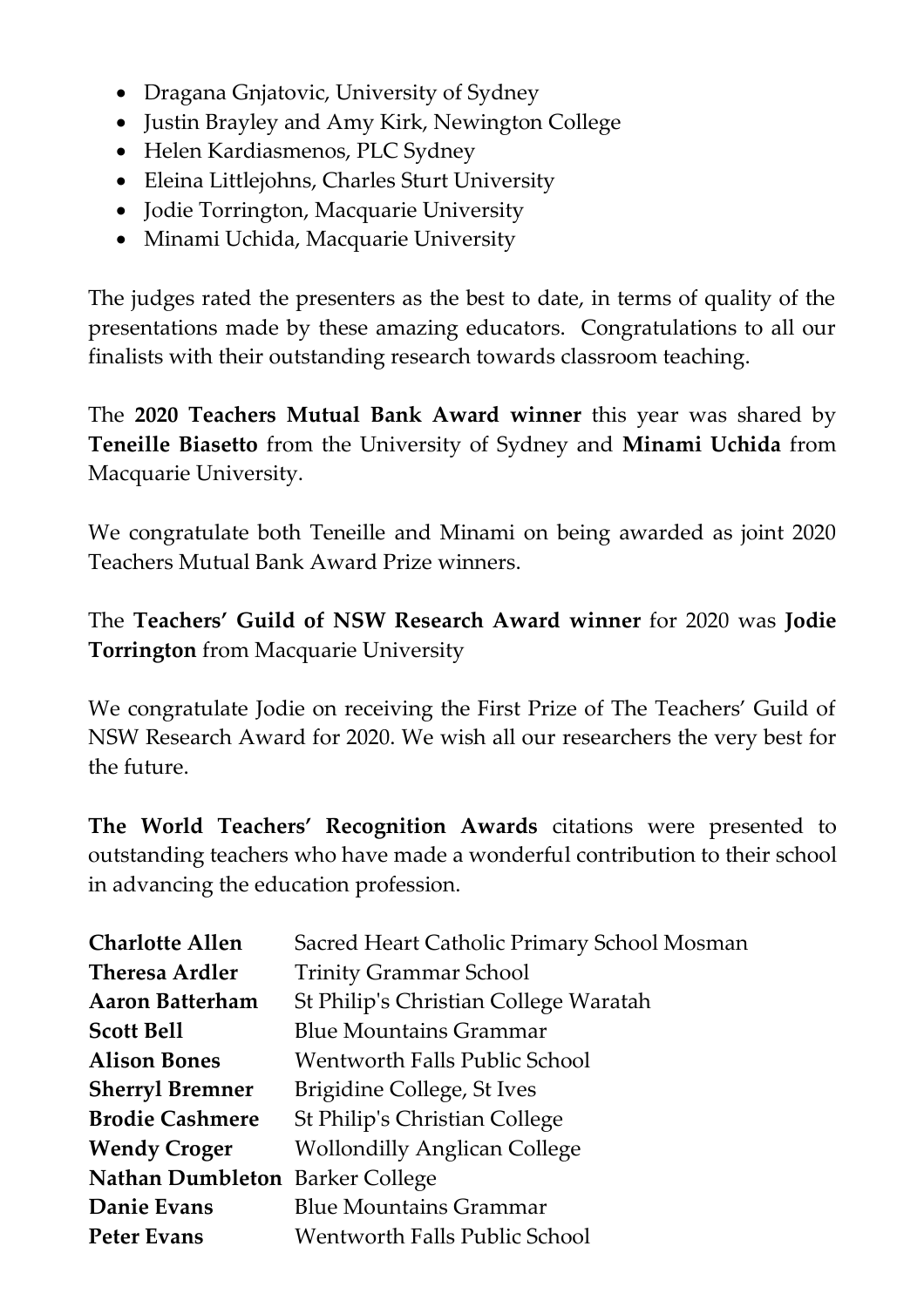- Dragana Gnjatovic, University of Sydney
- Justin Brayley and Amy Kirk, Newington College
- Helen Kardiasmenos, PLC Sydney
- Eleina Littlejohns, Charles Sturt University
- Jodie Torrington, Macquarie University
- Minami Uchida, Macquarie University

The judges rated the presenters as the best to date, in terms of quality of the presentations made by these amazing educators. Congratulations to all our finalists with their outstanding research towards classroom teaching.

The **2020 Teachers Mutual Bank Award winner** this year was shared by **Teneille Biasetto** from the University of Sydney and **Minami Uchida** from Macquarie University.

We congratulate both Teneille and Minami on being awarded as joint 2020 Teachers Mutual Bank Award Prize winners.

The **Teachers' Guild of NSW Research Award winner** for 2020 was **Jodie Torrington** from Macquarie University

We congratulate Jodie on receiving the First Prize of The Teachers' Guild of NSW Research Award for 2020. We wish all our researchers the very best for the future.

**The World Teachers' Recognition Awards** citations were presented to outstanding teachers who have made a wonderful contribution to their school in advancing the education profession.

| | |
|---|---|
| **Charlotte Allen** | Sacred Heart Catholic Primary School Mosman |
| **Theresa Ardler** | Trinity Grammar School |
| **Aaron Batterham** | St Philip's Christian College Waratah |
| **Scott Bell** | Blue Mountains Grammar |
| **Alison Bones** | Wentworth Falls Public School |
| **Sherryl Bremner** | Brigidine College, St Ives |
| **Brodie Cashmere** | St Philip's Christian College |
| **Wendy Croger** | Wollondilly Anglican College |
| **Nathan Dumbleton** | Barker College |
| **Danie Evans** | Blue Mountains Grammar |
| **Peter Evans** | Wentworth Falls Public School |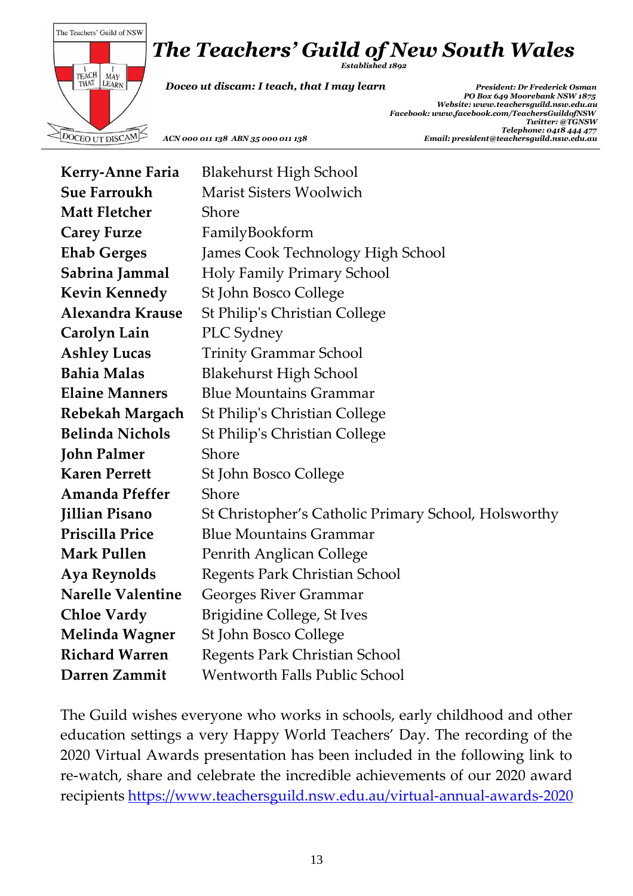| | |
|---|---|
| **Kerry-Anne Faria** | Blakehurst High School |
| **Sue Farroukh** | Marist Sisters Woolwich |
| **Matt Fletcher** | Shore |
| **Carey Furze** | FamilyBookform |
| **Ehab Gerges** | James Cook Technology High School |
| **Sabrina Jammal** | Holy Family Primary School |
| **Kevin Kennedy** | St John Bosco College |
| **Alexandra Krause** | St Philip's Christian College |
| **Carolyn Lain** | PLC Sydney |
| **Ashley Lucas** | Trinity Grammar School |
| **Bahia Malas** | Blakehurst High School |
| **Elaine Manners** | Blue Mountains Grammar |
| **Rebekah Margach** | St Philip's Christian College |
| **Belinda Nichols** | St Philip's Christian College |
| **John Palmer** | Shore |
| **Karen Perrett** | St John Bosco College |
| **Amanda Pfeffer** | Shore |
| **Jillian Pisano** | St Christopher's Catholic Primary School, Holsworthy |
| **Priscilla Price** | Blue Mountains Grammar |
| **Mark Pullen** | Penrith Anglican College |
| **Aya Reynolds** | Regents Park Christian School |
| **Narelle Valentine** | Georges River Grammar |
| **Chloe Vardy** | Brigidine College, St Ives |
| **Melinda Wagner** | St John Bosco College |
| **Richard Warren** | Regents Park Christian School |
| **Darren Zammit** | Wentworth Falls Public School |

The Guild wishes everyone who works in schools, early childhood and other education settings a very Happy World Teachers' Day. The recording of the 2020 Virtual Awards presentation has been included in the following link to re-watch, share and celebrate the incredible achievements of our 2020 award recipients https://www.teachersguild.nsw.edu.au/virtual-annual-awards-2020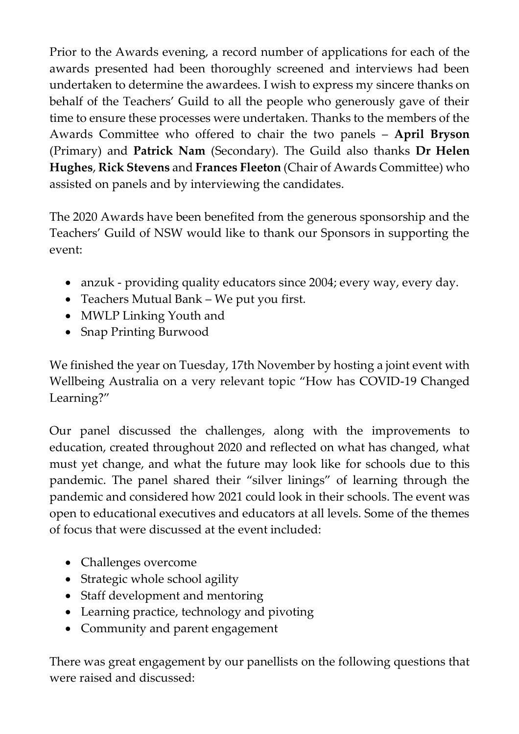Prior to the Awards evening, a record number of applications for each of the awards presented had been thoroughly screened and interviews had been undertaken to determine the awardees. I wish to express my sincere thanks on behalf of the Teachers' Guild to all the people who generously gave of their time to ensure these processes were undertaken. Thanks to the members of the Awards Committee who offered to chair the two panels – **April Bryson** (Primary) and **Patrick Nam** (Secondary). The Guild also thanks **Dr Helen Hughes**, **Rick Stevens** and **Frances Fleeton** (Chair of Awards Committee) who assisted on panels and by interviewing the candidates.

The 2020 Awards have been benefited from the generous sponsorship and the Teachers' Guild of NSW would like to thank our Sponsors in supporting the event:

- anzuk - providing quality educators since 2004; every way, every day.
- Teachers Mutual Bank – We put you first.
- MWLP Linking Youth and
- Snap Printing Burwood

We finished the year on Tuesday, 17th November by hosting a joint event with Wellbeing Australia on a very relevant topic "How has COVID-19 Changed Learning?"

Our panel discussed the challenges, along with the improvements to education, created throughout 2020 and reflected on what has changed, what must yet change, and what the future may look like for schools due to this pandemic. The panel shared their "silver linings" of learning through the pandemic and considered how 2021 could look in their schools. The event was open to educational executives and educators at all levels. Some of the themes of focus that were discussed at the event included:

- Challenges overcome
- Strategic whole school agility
- Staff development and mentoring
- Learning practice, technology and pivoting
- Community and parent engagement

There was great engagement by our panellists on the following questions that were raised and discussed: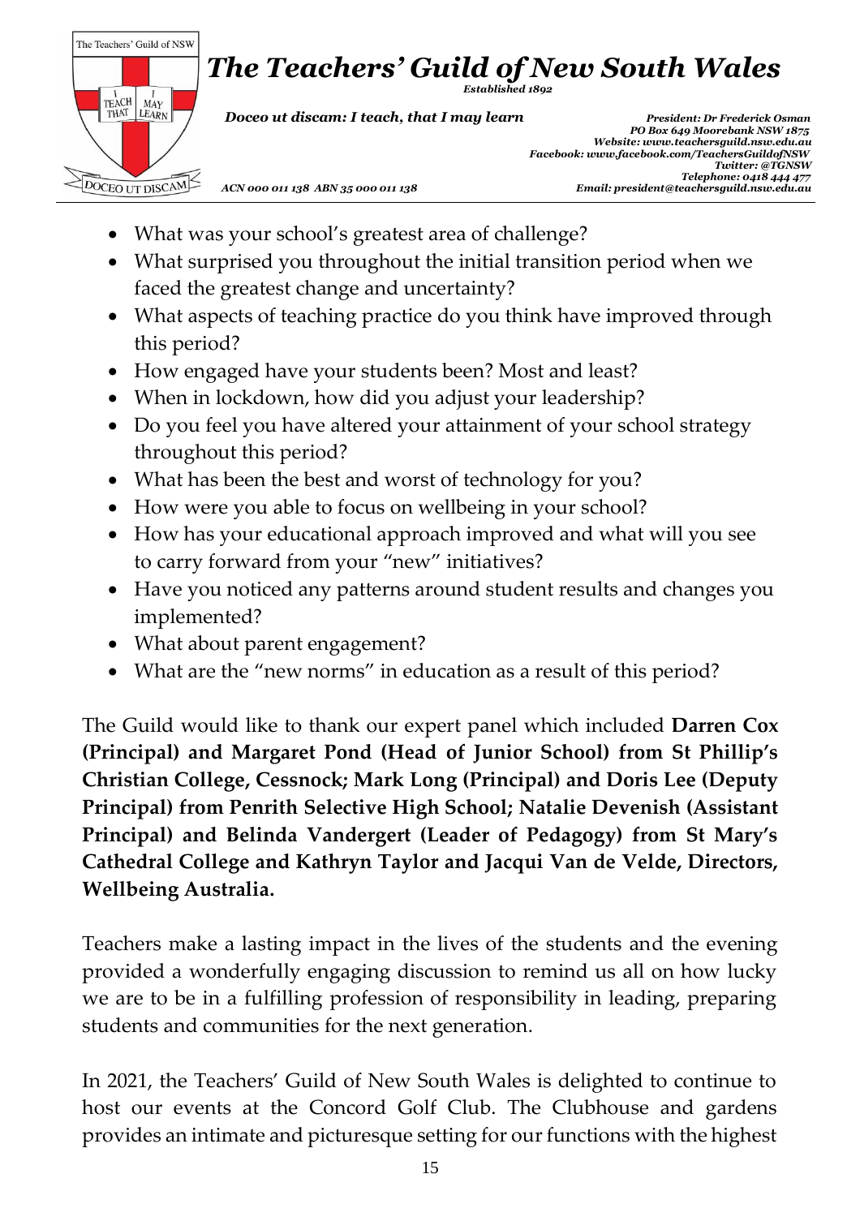- What was your school's greatest area of challenge?
- What surprised you throughout the initial transition period when we faced the greatest change and uncertainty?
- What aspects of teaching practice do you think have improved through this period?
- How engaged have your students been? Most and least?
- When in lockdown, how did you adjust your leadership?
- Do you feel you have altered your attainment of your school strategy throughout this period?
- What has been the best and worst of technology for you?
- How were you able to focus on wellbeing in your school?
- How has your educational approach improved and what will you see to carry forward from your "new" initiatives?
- Have you noticed any patterns around student results and changes you implemented?
- What about parent engagement?
- What are the "new norms" in education as a result of this period?

The Guild would like to thank our expert panel which included **Darren Cox (Principal) and Margaret Pond (Head of Junior School) from St Phillip's Christian College, Cessnock; Mark Long (Principal) and Doris Lee (Deputy Principal) from Penrith Selective High School; Natalie Devenish (Assistant Principal) and Belinda Vandergert (Leader of Pedagogy) from St Mary's Cathedral College and Kathryn Taylor and Jacqui Van de Velde, Directors, Wellbeing Australia.**

Teachers make a lasting impact in the lives of the students and the evening provided a wonderfully engaging discussion to remind us all on how lucky we are to be in a fulfilling profession of responsibility in leading, preparing students and communities for the next generation.

In 2021, the Teachers' Guild of New South Wales is delighted to continue to host our events at the Concord Golf Club. The Clubhouse and gardens provides an intimate and picturesque setting for our functions with the highest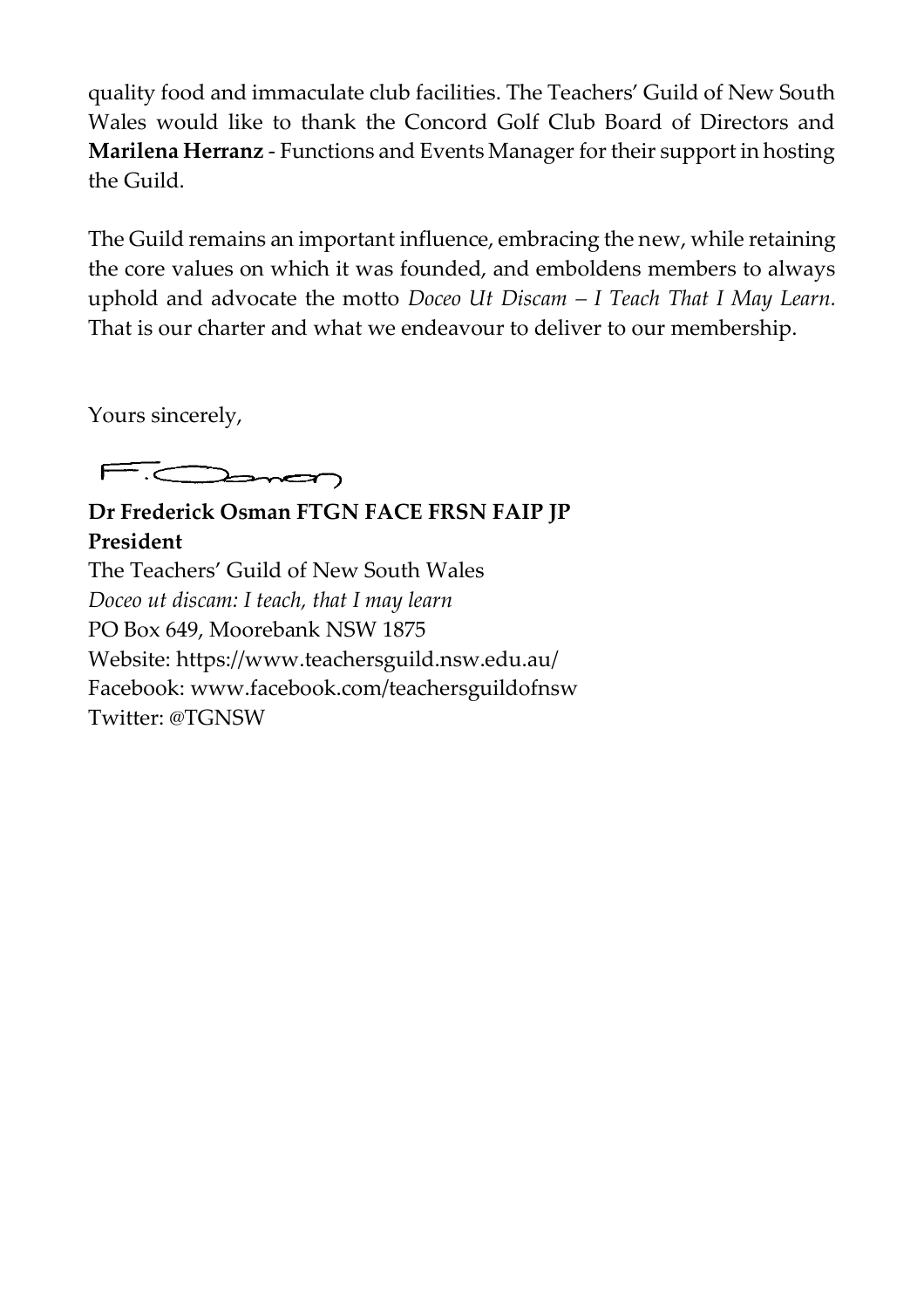quality food and immaculate club facilities. The Teachers' Guild of New South Wales would like to thank the Concord Golf Club Board of Directors and **Marilena Herranz** - Functions and Events Manager for their support in hosting the Guild.

The Guild remains an important influence, embracing the new, while retaining the core values on which it was founded, and emboldens members to always uphold and advocate the motto *Doceo Ut Discam – I Teach That I May Learn.* That is our charter and what we endeavour to deliver to our membership.

Yours sincerely,

F. Osman

**Dr Frederick Osman FTGN FACE FRSN FAIP JP**
**President**
The Teachers' Guild of New South Wales
*Doceo ut discam: I teach, that I may learn*
PO Box 649, Moorebank NSW 1875
Website: https://www.teachersguild.nsw.edu.au/
Facebook: www.facebook.com/teachersguildofnsw
Twitter: @TGNSW